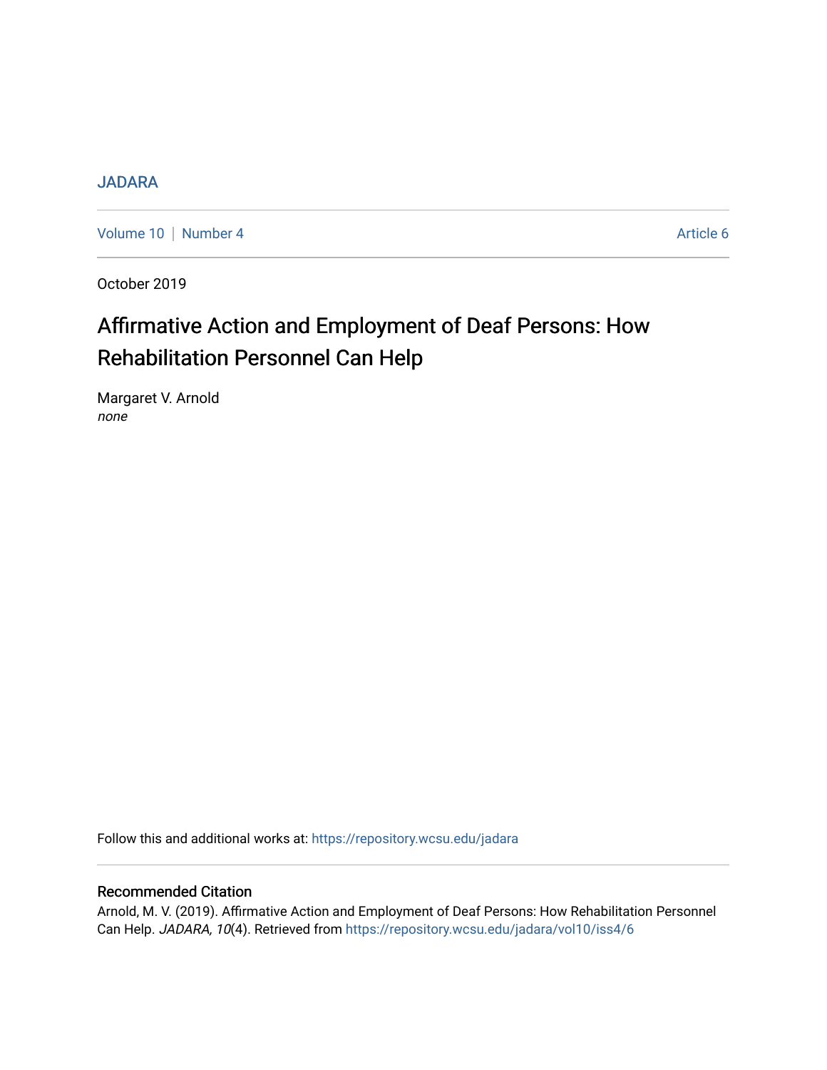JADARA

Volume 10 | Number 4 — Article 6

October 2019

# Affirmative Action and Employment of Deaf Persons: How Rehabilitation Personnel Can Help

Margaret V. Arnold
*none*

Follow this and additional works at: https://repository.wcsu.edu/jadara

## Recommended Citation

Arnold, M. V. (2019). Affirmative Action and Employment of Deaf Persons: How Rehabilitation Personnel Can Help. *JADARA, 10*(4). Retrieved from https://repository.wcsu.edu/jadara/vol10/iss4/6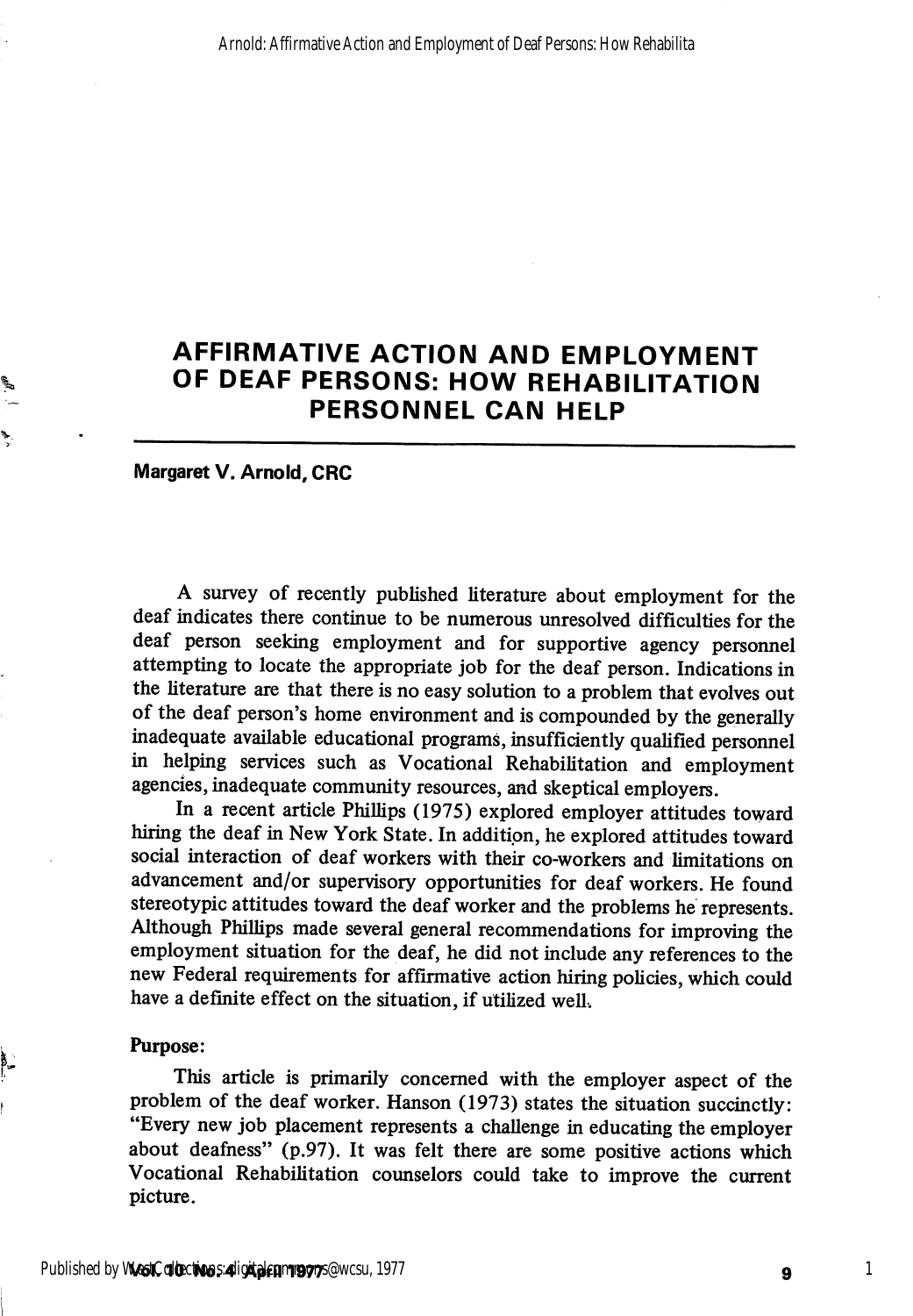# AFFIRMATIVE ACTION AND EMPLOYMENT OF DEAF PERSONS: HOW REHABILITATION PERSONNEL CAN HELP

**Margaret V. Arnold, CRC**

A survey of recently published literature about employment for the deaf indicates there continue to be numerous unresolved difficulties for the deaf person seeking employment and for supportive agency personnel attempting to locate the appropriate job for the deaf person. Indications in the literature are that there is no easy solution to a problem that evolves out of the deaf person's home environment and is compounded by the generally inadequate available educational programs, insufficiently qualified personnel in helping services such as Vocational Rehabilitation and employment agencies, inadequate community resources, and skeptical employers.

In a recent article Phillips (1975) explored employer attitudes toward hiring the deaf in New York State. In addition, he explored attitudes toward social interaction of deaf workers with their co-workers and limitations on advancement and/or supervisory opportunities for deaf workers. He found stereotypic attitudes toward the deaf worker and the problems he represents. Although Phillips made several general recommendations for improving the employment situation for the deaf, he did not include any references to the new Federal requirements for affirmative action hiring policies, which could have a definite effect on the situation, if utilized well.

**Purpose:**

This article is primarily concerned with the employer aspect of the problem of the deaf worker. Hanson (1973) states the situation succinctly: "Every new job placement represents a challenge in educating the employer about deafness" (p.97). It was felt there are some positive actions which Vocational Rehabilitation counselors could take to improve the current picture.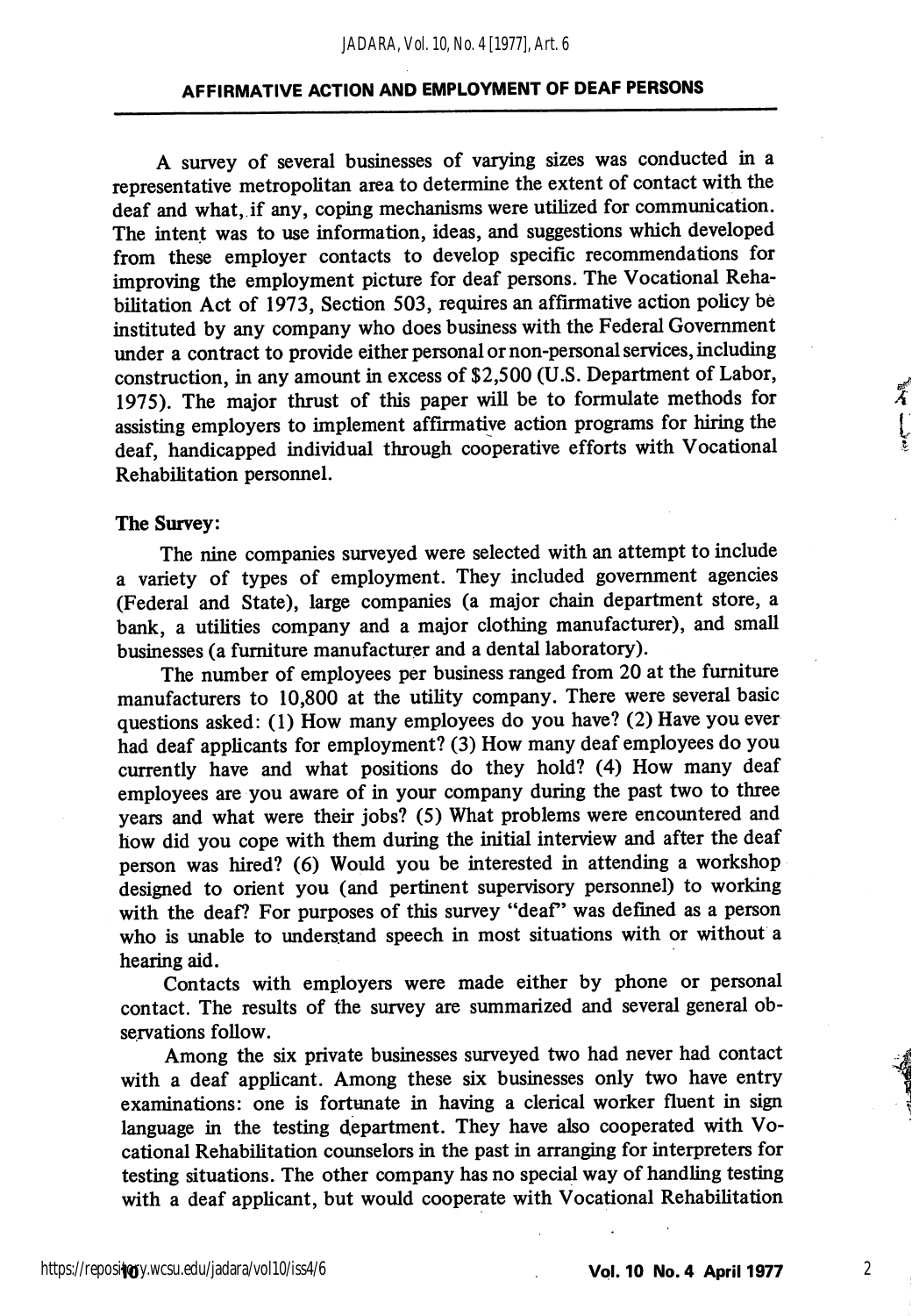A survey of several businesses of varying sizes was conducted in a representative metropolitan area to determine the extent of contact with the deaf and what, if any, coping mechanisms were utilized for communication. The intent was to use information, ideas, and suggestions which developed from these employer contacts to develop specific recommendations for improving the employment picture for deaf persons. The Vocational Rehabilitation Act of 1973, Section 503, requires an affirmative action policy be instituted by any company who does business with the Federal Government under a contract to provide either personal or non-personal services, including construction, in any amount in excess of $2,500 (U.S. Department of Labor, 1975). The major thrust of this paper will be to formulate methods for assisting employers to implement affirmative action programs for hiring the deaf, handicapped individual through cooperative efforts with Vocational Rehabilitation personnel.

### The Survey:

The nine companies surveyed were selected with an attempt to include a variety of types of employment. They included government agencies (Federal and State), large companies (a major chain department store, a bank, a utilities company and a major clothing manufacturer), and small businesses (a furniture manufacturer and a dental laboratory).

The number of employees per business ranged from 20 at the furniture manufacturers to 10,800 at the utility company. There were several basic questions asked: (1) How many employees do you have? (2) Have you ever had deaf applicants for employment? (3) How many deaf employees do you currently have and what positions do they hold? (4) How many deaf employees are you aware of in your company during the past two to three years and what were their jobs? (5) What problems were encountered and how did you cope with them during the initial interview and after the deaf person was hired? (6) Would you be interested in attending a workshop designed to orient you (and pertinent supervisory personnel) to working with the deaf? For purposes of this survey "deaf" was defined as a person who is unable to understand speech in most situations with or without a hearing aid.

Contacts with employers were made either by phone or personal contact. The results of the survey are summarized and several general observations follow.

Among the six private businesses surveyed two had never had contact with a deaf applicant. Among these six businesses only two have entry examinations: one is fortunate in having a clerical worker fluent in sign language in the testing department. They have also cooperated with Vocational Rehabilitation counselors in the past in arranging for interpreters for testing situations. The other company has no special way of handling testing with a deaf applicant, but would cooperate with Vocational Rehabilitation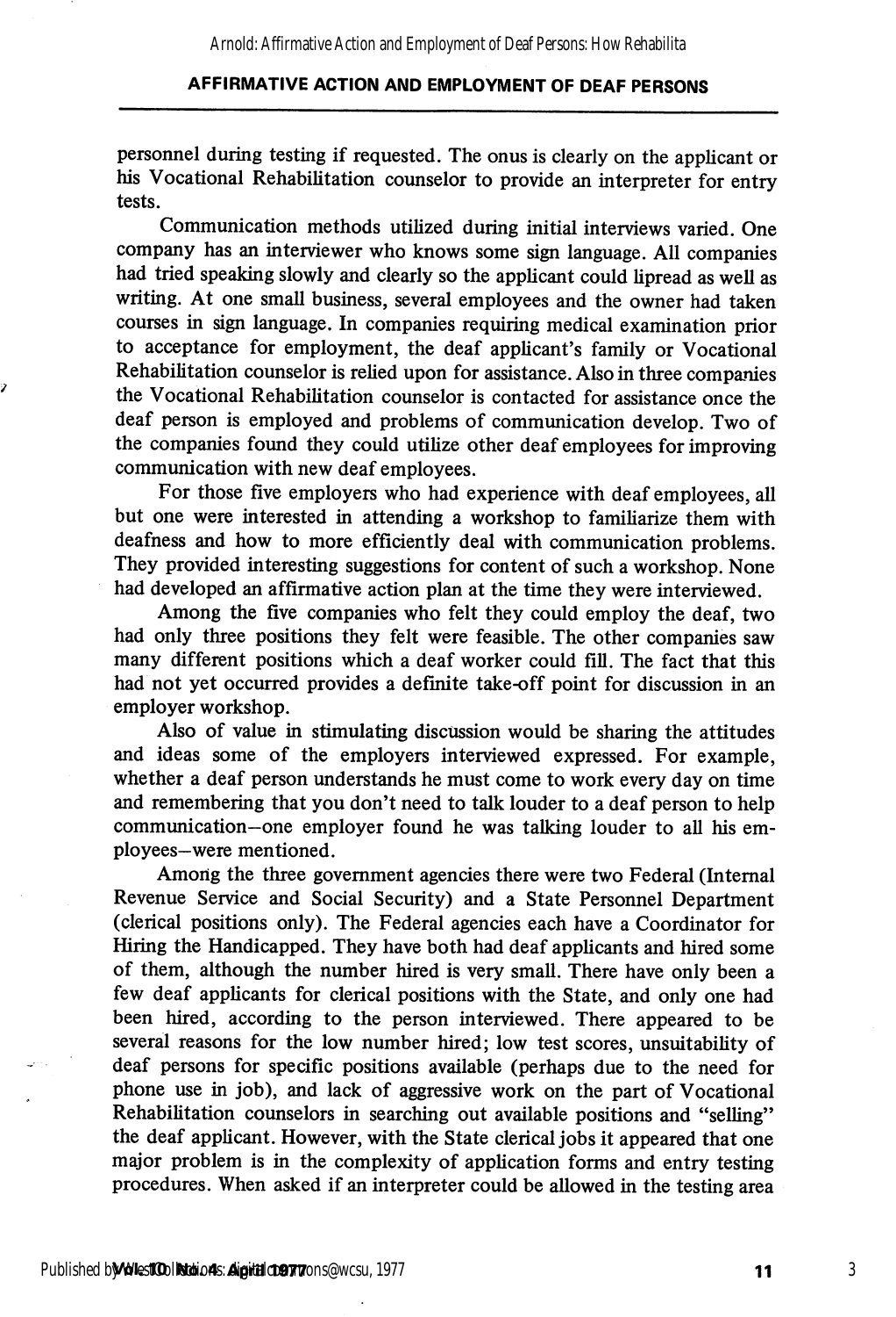personnel during testing if requested. The onus is clearly on the applicant or his Vocational Rehabilitation counselor to provide an interpreter for entry tests.

Communication methods utilized during initial interviews varied. One company has an interviewer who knows some sign language. All companies had tried speaking slowly and clearly so the applicant could lipread as well as writing. At one small business, several employees and the owner had taken courses in sign language. In companies requiring medical examination prior to acceptance for employment, the deaf applicant's family or Vocational Rehabilitation counselor is relied upon for assistance. Also in three companies the Vocational Rehabilitation counselor is contacted for assistance once the deaf person is employed and problems of communication develop. Two of the companies found they could utilize other deaf employees for improving communication with new deaf employees.

For those five employers who had experience with deaf employees, all but one were interested in attending a workshop to familiarize them with deafness and how to more efficiently deal with communication problems. They provided interesting suggestions for content of such a workshop. None had developed an affirmative action plan at the time they were interviewed.

Among the five companies who felt they could employ the deaf, two had only three positions they felt were feasible. The other companies saw many different positions which a deaf worker could fill. The fact that this had not yet occurred provides a definite take-off point for discussion in an employer workshop.

Also of value in stimulating discussion would be sharing the attitudes and ideas some of the employers interviewed expressed. For example, whether a deaf person understands he must come to work every day on time and remembering that you don't need to talk louder to a deaf person to help communication–one employer found he was talking louder to all his employees–were mentioned.

Among the three government agencies there were two Federal (Internal Revenue Service and Social Security) and a State Personnel Department (clerical positions only). The Federal agencies each have a Coordinator for Hiring the Handicapped. They have both had deaf applicants and hired some of them, although the number hired is very small. There have only been a few deaf applicants for clerical positions with the State, and only one had been hired, according to the person interviewed. There appeared to be several reasons for the low number hired; low test scores, unsuitability of deaf persons for specific positions available (perhaps due to the need for phone use in job), and lack of aggressive work on the part of Vocational Rehabilitation counselors in searching out available positions and "selling" the deaf applicant. However, with the State clerical jobs it appeared that one major problem is in the complexity of application forms and entry testing procedures. When asked if an interpreter could be allowed in the testing area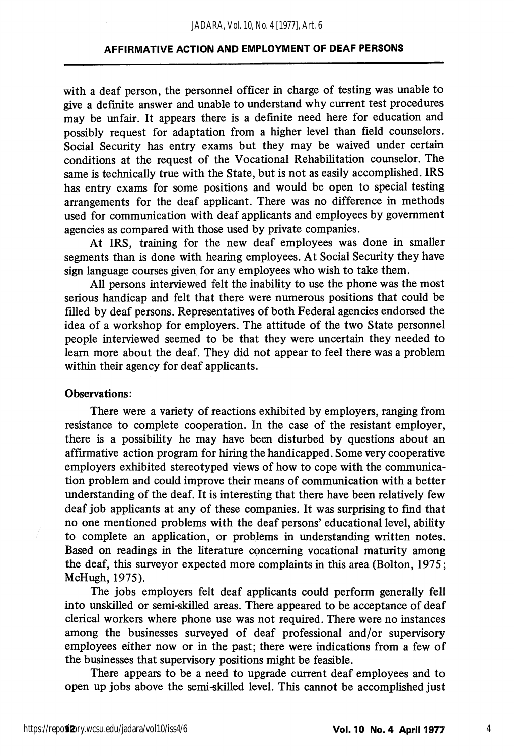with a deaf person, the personnel officer in charge of testing was unable to give a definite answer and unable to understand why current test procedures may be unfair. It appears there is a definite need here for education and possibly request for adaptation from a higher level than field counselors. Social Security has entry exams but they may be waived under certain conditions at the request of the Vocational Rehabilitation counselor. The same is technically true with the State, but is not as easily accomplished. IRS has entry exams for some positions and would be open to special testing arrangements for the deaf applicant. There was no difference in methods used for communication with deaf applicants and employees by government agencies as compared with those used by private companies.

At IRS, training for the new deaf employees was done in smaller segments than is done with hearing employees. At Social Security they have sign language courses given for any employees who wish to take them.

All persons interviewed felt the inability to use the phone was the most serious handicap and felt that there were numerous positions that could be filled by deaf persons. Representatives of both Federal agencies endorsed the idea of a workshop for employers. The attitude of the two State personnel people interviewed seemed to be that they were uncertain they needed to learn more about the deaf. They did not appear to feel there was a problem within their agency for deaf applicants.

**Observations:**

There were a variety of reactions exhibited by employers, ranging from resistance to complete cooperation. In the case of the resistant employer, there is a possibility he may have been disturbed by questions about an affirmative action program for hiring the handicapped. Some very cooperative employers exhibited stereotyped views of how to cope with the communication problem and could improve their means of communication with a better understanding of the deaf. It is interesting that there have been relatively few deaf job applicants at any of these companies. It was surprising to find that no one mentioned problems with the deaf persons' educational level, ability to complete an application, or problems in understanding written notes. Based on readings in the literature concerning vocational maturity among the deaf, this surveyor expected more complaints in this area (Bolton, 1975; McHugh, 1975).

The jobs employers felt deaf applicants could perform generally fell into unskilled or semi-skilled areas. There appeared to be acceptance of deaf clerical workers where phone use was not required. There were no instances among the businesses surveyed of deaf professional and/or supervisory employees either now or in the past; there were indications from a few of the businesses that supervisory positions might be feasible.

There appears to be a need to upgrade current deaf employees and to open up jobs above the semi-skilled level. This cannot be accomplished just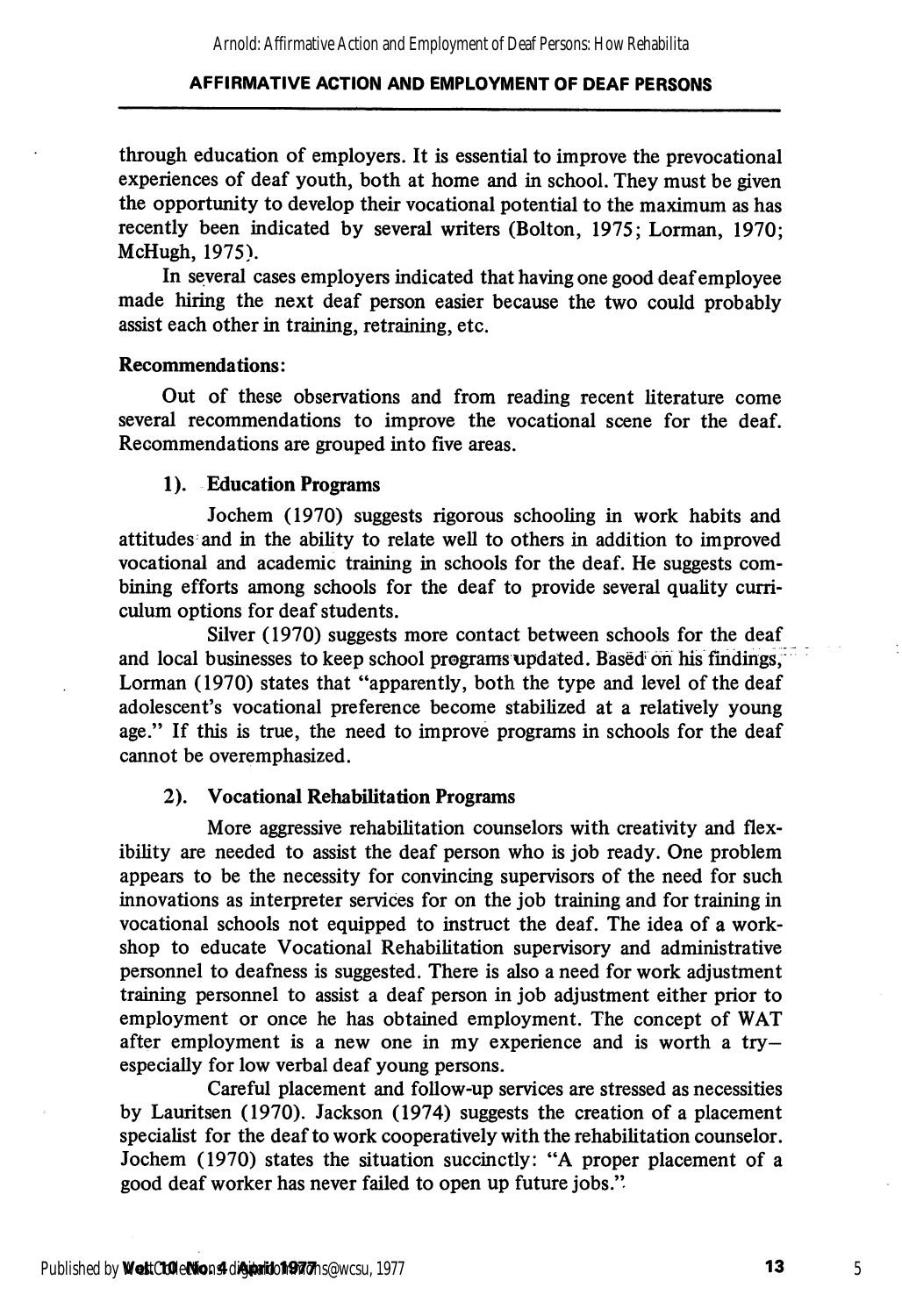through education of employers. It is essential to improve the prevocational experiences of deaf youth, both at home and in school. They must be given the opportunity to develop their vocational potential to the maximum as has recently been indicated by several writers (Bolton, 1975; Lorman, 1970; McHugh, 1975).

In several cases employers indicated that having one good deaf employee made hiring the next deaf person easier because the two could probably assist each other in training, retraining, etc.

**Recommendations:**

Out of these observations and from reading recent literature come several recommendations to improve the vocational scene for the deaf. Recommendations are grouped into five areas.

**1). Education Programs**

Jochem (1970) suggests rigorous schooling in work habits and attitudes and in the ability to relate well to others in addition to improved vocational and academic training in schools for the deaf. He suggests combining efforts among schools for the deaf to provide several quality curriculum options for deaf students.

Silver (1970) suggests more contact between schools for the deaf and local businesses to keep school programs updated. Based on his findings, Lorman (1970) states that "apparently, both the type and level of the deaf adolescent's vocational preference become stabilized at a relatively young age." If this is true, the need to improve programs in schools for the deaf cannot be overemphasized.

**2). Vocational Rehabilitation Programs**

More aggressive rehabilitation counselors with creativity and flexibility are needed to assist the deaf person who is job ready. One problem appears to be the necessity for convincing supervisors of the need for such innovations as interpreter services for on the job training and for training in vocational schools not equipped to instruct the deaf. The idea of a workshop to educate Vocational Rehabilitation supervisory and administrative personnel to deafness is suggested. There is also a need for work adjustment training personnel to assist a deaf person in job adjustment either prior to employment or once he has obtained employment. The concept of WAT after employment is a new one in my experience and is worth a try—especially for low verbal deaf young persons.

Careful placement and follow-up services are stressed as necessities by Lauritsen (1970). Jackson (1974) suggests the creation of a placement specialist for the deaf to work cooperatively with the rehabilitation counselor. Jochem (1970) states the situation succinctly: "A proper placement of a good deaf worker has never failed to open up future jobs."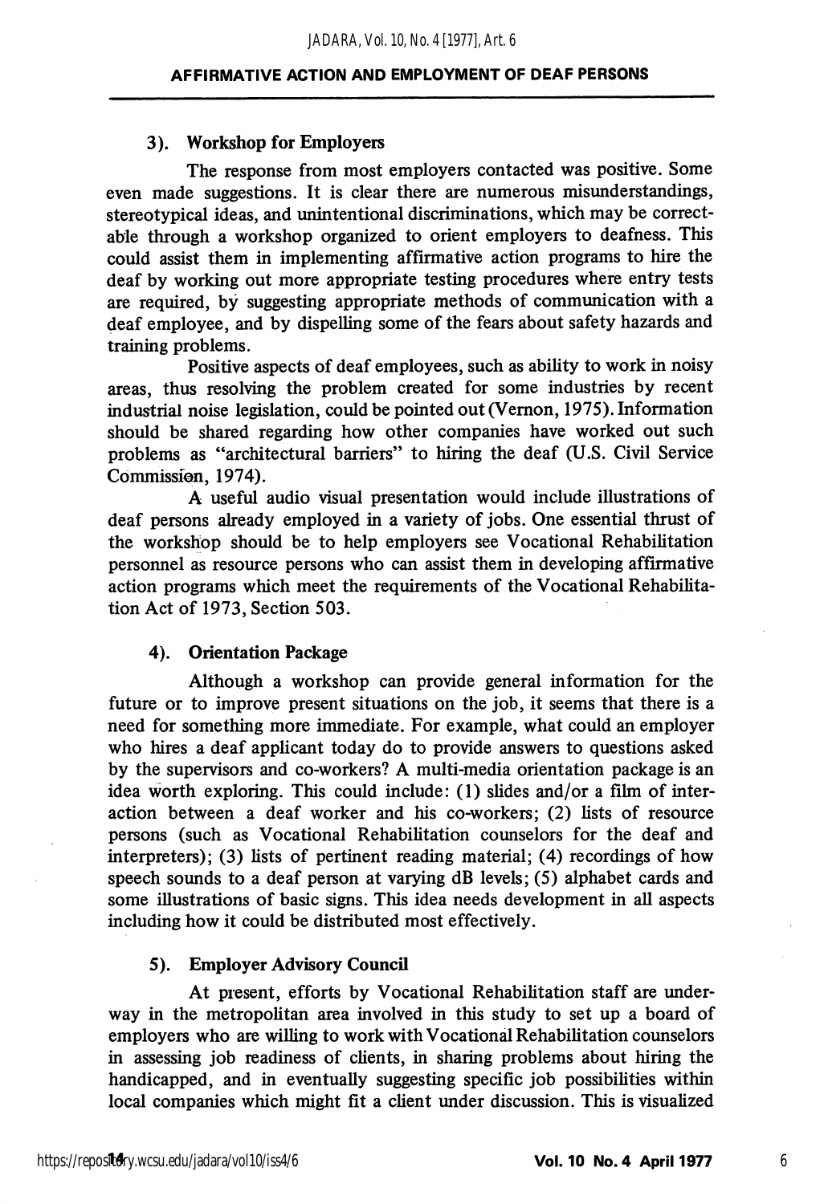### 3). Workshop for Employers

The response from most employers contacted was positive. Some even made suggestions. It is clear there are numerous misunderstandings, stereotypical ideas, and unintentional discriminations, which may be correctable through a workshop organized to orient employers to deafness. This could assist them in implementing affirmative action programs to hire the deaf by working out more appropriate testing procedures where entry tests are required, by suggesting appropriate methods of communication with a deaf employee, and by dispelling some of the fears about safety hazards and training problems.

Positive aspects of deaf employees, such as ability to work in noisy areas, thus resolving the problem created for some industries by recent industrial noise legislation, could be pointed out (Vernon, 1975). Information should be shared regarding how other companies have worked out such problems as "architectural barriers" to hiring the deaf (U.S. Civil Service Commission, 1974).

A useful audio visual presentation would include illustrations of deaf persons already employed in a variety of jobs. One essential thrust of the workshop should be to help employers see Vocational Rehabilitation personnel as resource persons who can assist them in developing affirmative action programs which meet the requirements of the Vocational Rehabilitation Act of 1973, Section 503.

### 4). Orientation Package

Although a workshop can provide general information for the future or to improve present situations on the job, it seems that there is a need for something more immediate. For example, what could an employer who hires a deaf applicant today do to provide answers to questions asked by the supervisors and co-workers? A multi-media orientation package is an idea worth exploring. This could include: (1) slides and/or a film of interaction between a deaf worker and his co-workers; (2) lists of resource persons (such as Vocational Rehabilitation counselors for the deaf and interpreters); (3) lists of pertinent reading material; (4) recordings of how speech sounds to a deaf person at varying dB levels; (5) alphabet cards and some illustrations of basic signs. This idea needs development in all aspects including how it could be distributed most effectively.

### 5). Employer Advisory Council

At present, efforts by Vocational Rehabilitation staff are underway in the metropolitan area involved in this study to set up a board of employers who are willing to work with Vocational Rehabilitation counselors in assessing job readiness of clients, in sharing problems about hiring the handicapped, and in eventually suggesting specific job possibilities within local companies which might fit a client under discussion. This is visualized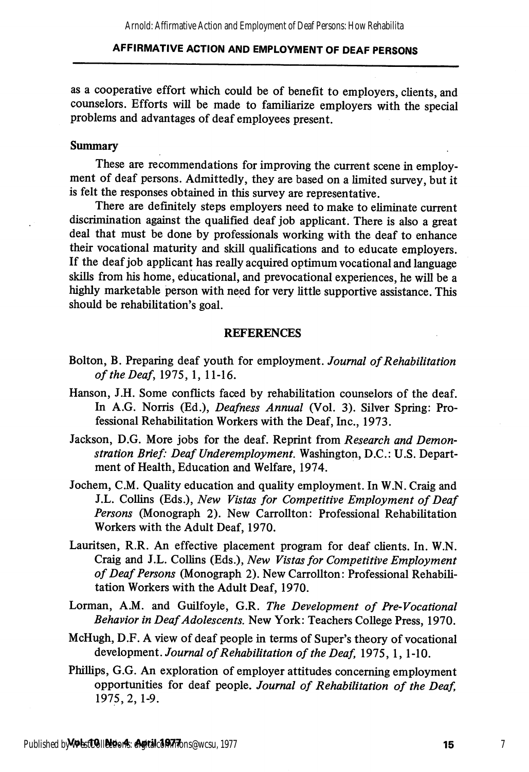as a cooperative effort which could be of benefit to employers, clients, and counselors. Efforts will be made to familiarize employers with the special problems and advantages of deaf employees present.

### Summary

These are recommendations for improving the current scene in employment of deaf persons. Admittedly, they are based on a limited survey, but it is felt the responses obtained in this survey are representative.

There are definitely steps employers need to make to eliminate current discrimination against the qualified deaf job applicant. There is also a great deal that must be done by professionals working with the deaf to enhance their vocational maturity and skill qualifications and to educate employers. If the deaf job applicant has really acquired optimum vocational and language skills from his home, educational, and prevocational experiences, he will be a highly marketable person with need for very little supportive assistance. This should be rehabilitation's goal.

## REFERENCES

Bolton, B. Preparing deaf youth for employment. *Journal of Rehabilitation of the Deaf*, 1975, 1, 11-16.

Hanson, J.H. Some conflicts faced by rehabilitation counselors of the deaf. In A.G. Norris (Ed.), *Deafness Annual* (Vol. 3). Silver Spring: Professional Rehabilitation Workers with the Deaf, Inc., 1973.

Jackson, D.G. More jobs for the deaf. Reprint from *Research and Demonstration Brief: Deaf Underemployment*. Washington, D.C.: U.S. Department of Health, Education and Welfare, 1974.

Jochem, C.M. Quality education and quality employment. In W.N. Craig and J.L. Collins (Eds.), *New Vistas for Competitive Employment of Deaf Persons* (Monograph 2). New Carrollton: Professional Rehabilitation Workers with the Adult Deaf, 1970.

Lauritsen, R.R. An effective placement program for deaf clients. In. W.N. Craig and J.L. Collins (Eds.), *New Vistas for Competitive Employment of Deaf Persons* (Monograph 2). New Carrollton: Professional Rehabilitation Workers with the Adult Deaf, 1970.

Lorman, A.M. and Guilfoyle, G.R. *The Development of Pre-Vocational Behavior in Deaf Adolescents.* New York: Teachers College Press, 1970.

McHugh, D.F. A view of deaf people in terms of Super's theory of vocational development. *Journal of Rehabilitation of the Deaf*, 1975, 1, 1-10.

Phillips, G.G. An exploration of employer attitudes concerning employment opportunities for deaf people. *Journal of Rehabilitation of the Deaf*, 1975, 2, 1-9.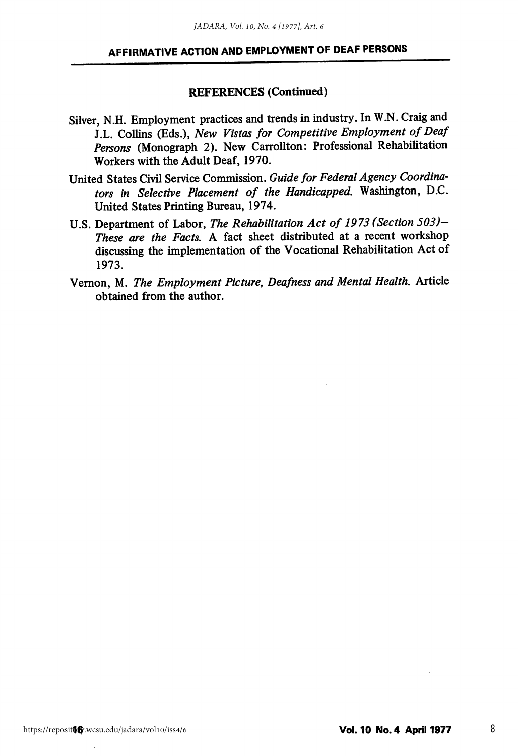## REFERENCES (Continued)

Silver, N.H. Employment practices and trends in industry. In W.N. Craig and J.L. Collins (Eds.), *New Vistas for Competitive Employment of Deaf Persons* (Monograph 2). New Carrollton: Professional Rehabilitation Workers with the Adult Deaf, 1970.

United States Civil Service Commission. *Guide for Federal Agency Coordinators in Selective Placement of the Handicapped.* Washington, D.C. United States Printing Bureau, 1974.

U.S. Department of Labor, *The Rehabilitation Act of 1973 (Section 503)—These are the Facts.* A fact sheet distributed at a recent workshop discussing the implementation of the Vocational Rehabilitation Act of 1973.

Vernon, M. *The Employment Picture, Deafness and Mental Health.* Article obtained from the author.